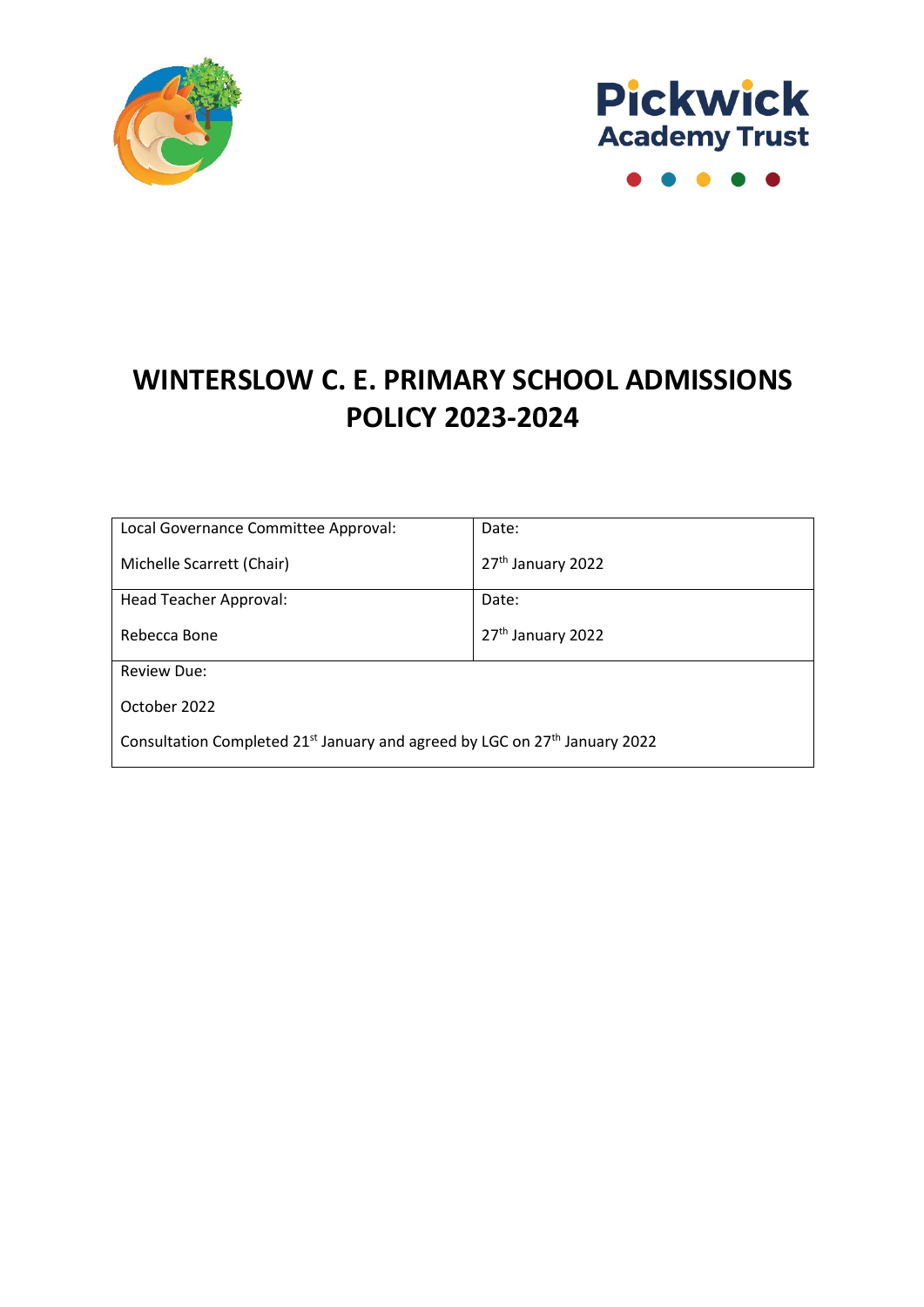Pickwick Academy Trust

# WINTERSLOW C. E. PRIMARY SCHOOL ADMISSIONS POLICY 2023-2024

| Local Governance Committee Approval:<br><br>Michelle Scarrett (Chair) | Date:<br><br>27th January 2022 |
|---|---|
| Head Teacher Approval:<br><br>Rebecca Bone | Date:<br><br>27th January 2022 |
| Review Due:<br><br>October 2022<br><br>Consultation Completed 21st January and agreed by LGC on 27th January 2022 | |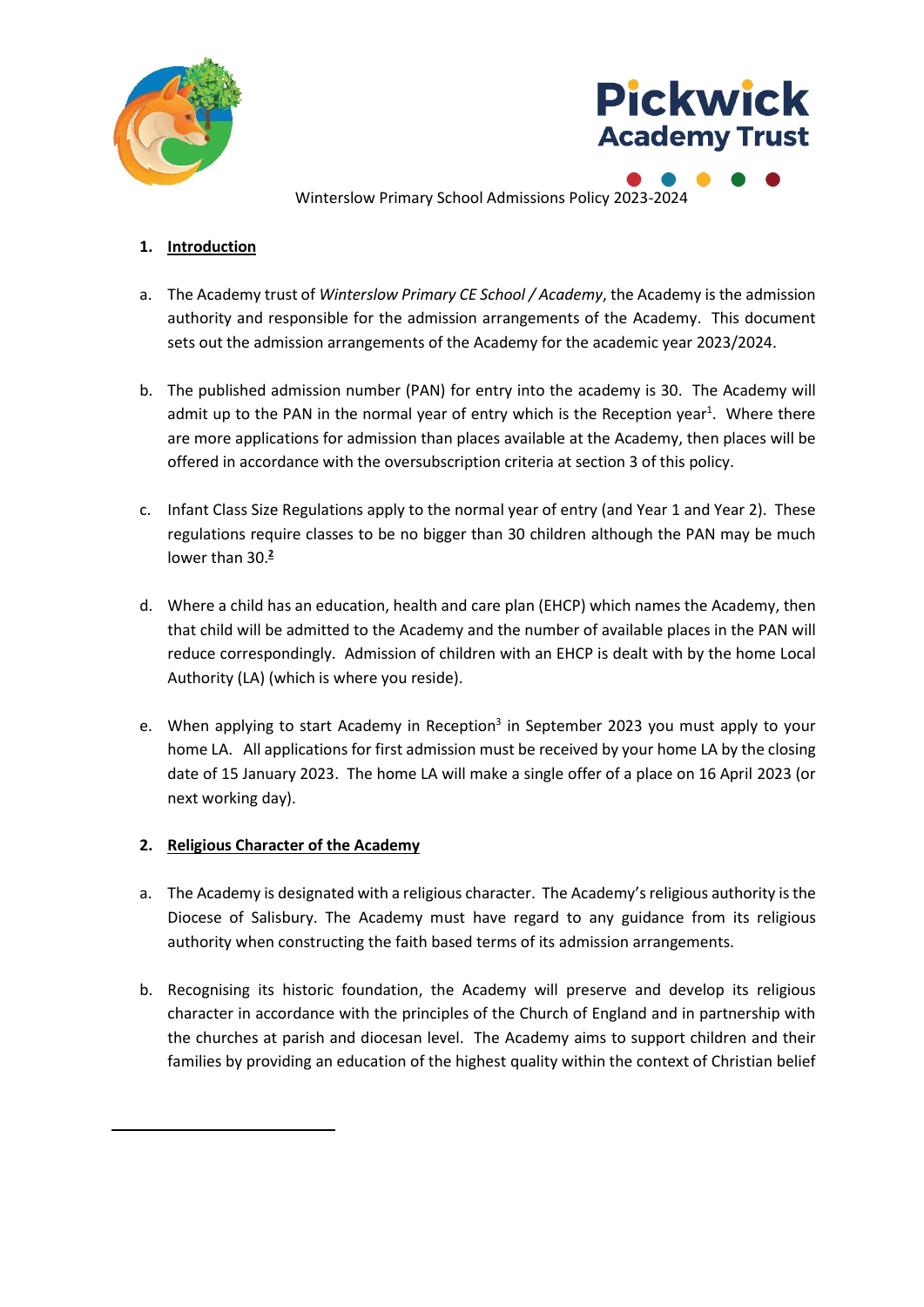Winterslow Primary School Admissions Policy 2023-2024

1. **Introduction**

a. The Academy trust of *Winterslow Primary CE School / Academy*, the Academy is the admission authority and responsible for the admission arrangements of the Academy. This document sets out the admission arrangements of the Academy for the academic year 2023/2024.

b. The published admission number (PAN) for entry into the academy is 30. The Academy will admit up to the PAN in the normal year of entry which is the Reception year[1]. Where there are more applications for admission than places available at the Academy, then places will be offered in accordance with the oversubscription criteria at section 3 of this policy.

c. Infant Class Size Regulations apply to the normal year of entry (and Year 1 and Year 2). These regulations require classes to be no bigger than 30 children although the PAN may be much lower than 30.[2]

d. Where a child has an education, health and care plan (EHCP) which names the Academy, then that child will be admitted to the Academy and the number of available places in the PAN will reduce correspondingly. Admission of children with an EHCP is dealt with by the home Local Authority (LA) (which is where you reside).

e. When applying to start Academy in Reception[3] in September 2023 you must apply to your home LA. All applications for first admission must be received by your home LA by the closing date of 15 January 2023. The home LA will make a single offer of a place on 16 April 2023 (or next working day).

2. **Religious Character of the Academy**

a. The Academy is designated with a religious character. The Academy's religious authority is the Diocese of Salisbury. The Academy must have regard to any guidance from its religious authority when constructing the faith based terms of its admission arrangements.

b. Recognising its historic foundation, the Academy will preserve and develop its religious character in accordance with the principles of the Church of England and in partnership with the churches at parish and diocesan level. The Academy aims to support children and their families by providing an education of the highest quality within the context of Christian belief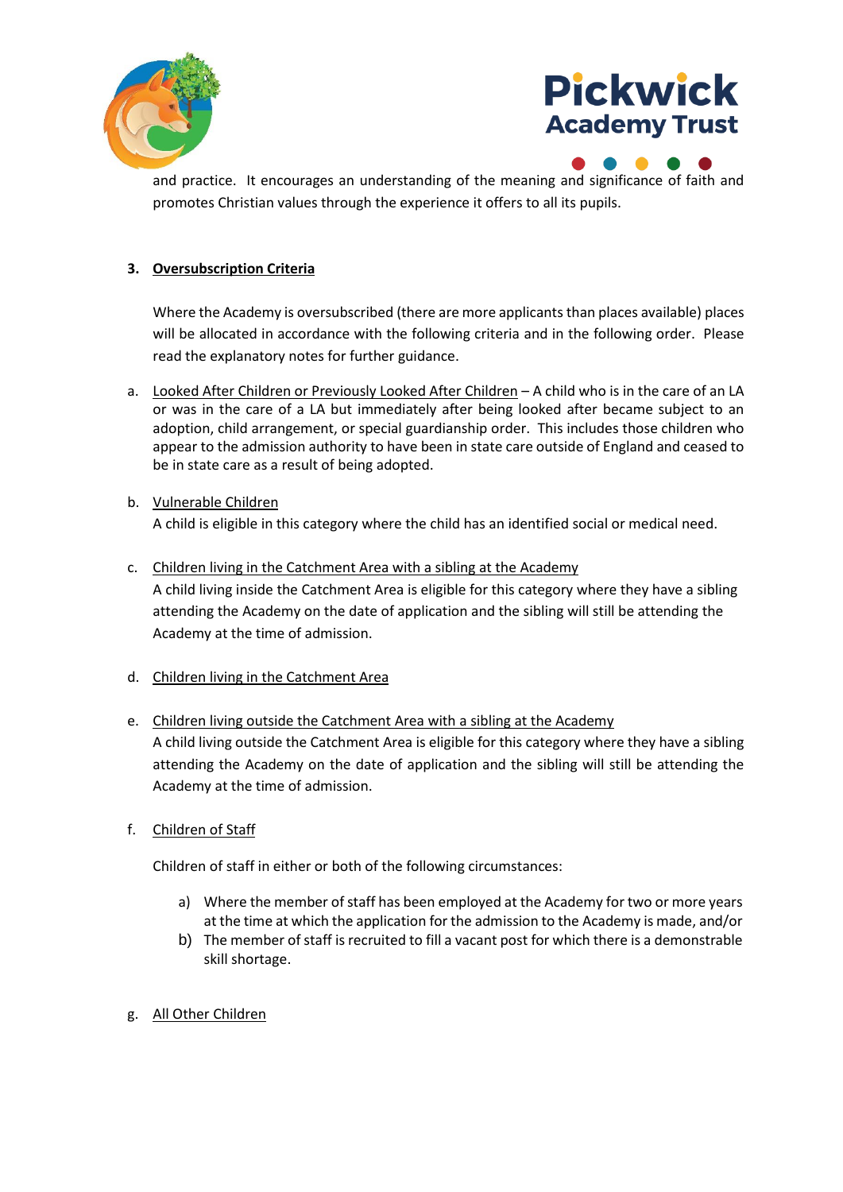and practice. It encourages an understanding of the meaning and significance of faith and promotes Christian values through the experience it offers to all its pupils.

## 3. Oversubscription Criteria

Where the Academy is oversubscribed (there are more applicants than places available) places will be allocated in accordance with the following criteria and in the following order. Please read the explanatory notes for further guidance.

a. Looked After Children or Previously Looked After Children – A child who is in the care of an LA or was in the care of a LA but immediately after being looked after became subject to an adoption, child arrangement, or special guardianship order. This includes those children who appear to the admission authority to have been in state care outside of England and ceased to be in state care as a result of being adopted.

b. Vulnerable Children
A child is eligible in this category where the child has an identified social or medical need.

c. Children living in the Catchment Area with a sibling at the Academy
A child living inside the Catchment Area is eligible for this category where they have a sibling attending the Academy on the date of application and the sibling will still be attending the Academy at the time of admission.

d. Children living in the Catchment Area

e. Children living outside the Catchment Area with a sibling at the Academy
A child living outside the Catchment Area is eligible for this category where they have a sibling attending the Academy on the date of application and the sibling will still be attending the Academy at the time of admission.

f. Children of Staff

Children of staff in either or both of the following circumstances:

a) Where the member of staff has been employed at the Academy for two or more years at the time at which the application for the admission to the Academy is made, and/or
b) The member of staff is recruited to fill a vacant post for which there is a demonstrable skill shortage.

g. All Other Children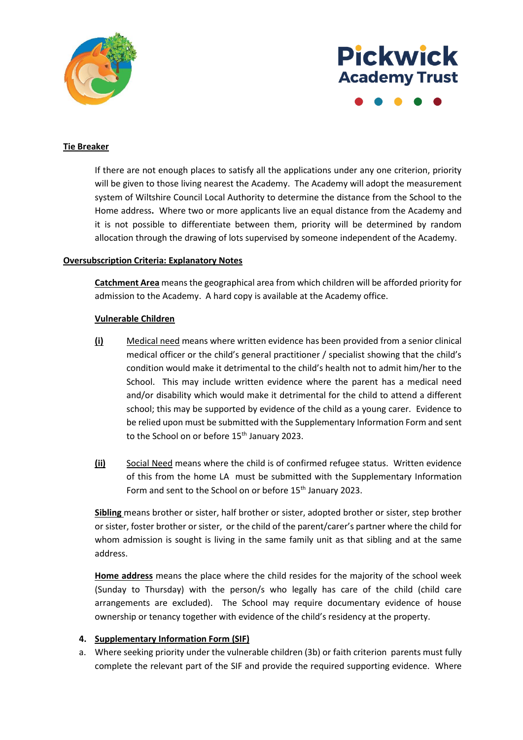**Tie Breaker**

If there are not enough places to satisfy all the applications under any one criterion, priority will be given to those living nearest the Academy. The Academy will adopt the measurement system of Wiltshire Council Local Authority to determine the distance from the School to the Home address**.** Where two or more applicants live an equal distance from the Academy and it is not possible to differentiate between them, priority will be determined by random allocation through the drawing of lots supervised by someone independent of the Academy.

**Oversubscription Criteria: Explanatory Notes**

**Catchment Area** means the geographical area from which children will be afforded priority for admission to the Academy. A hard copy is available at the Academy office.

**Vulnerable Children**

**(i)** Medical need means where written evidence has been provided from a senior clinical medical officer or the child's general practitioner / specialist showing that the child's condition would make it detrimental to the child's health not to admit him/her to the School. This may include written evidence where the parent has a medical need and/or disability which would make it detrimental for the child to attend a different school; this may be supported by evidence of the child as a young carer. Evidence to be relied upon must be submitted with the Supplementary Information Form and sent to the School on or before 15th January 2023.

**(ii)** Social Need means where the child is of confirmed refugee status. Written evidence of this from the home LA must be submitted with the Supplementary Information Form and sent to the School on or before 15th January 2023.

**Sibling** means brother or sister, half brother or sister, adopted brother or sister, step brother or sister, foster brother or sister, or the child of the parent/carer's partner where the child for whom admission is sought is living in the same family unit as that sibling and at the same address.

**Home address** means the place where the child resides for the majority of the school week (Sunday to Thursday) with the person/s who legally has care of the child (child care arrangements are excluded). The School may require documentary evidence of house ownership or tenancy together with evidence of the child's residency at the property.

**4. Supplementary Information Form (SIF)**

a. Where seeking priority under the vulnerable children (3b) or faith criterion parents must fully complete the relevant part of the SIF and provide the required supporting evidence. Where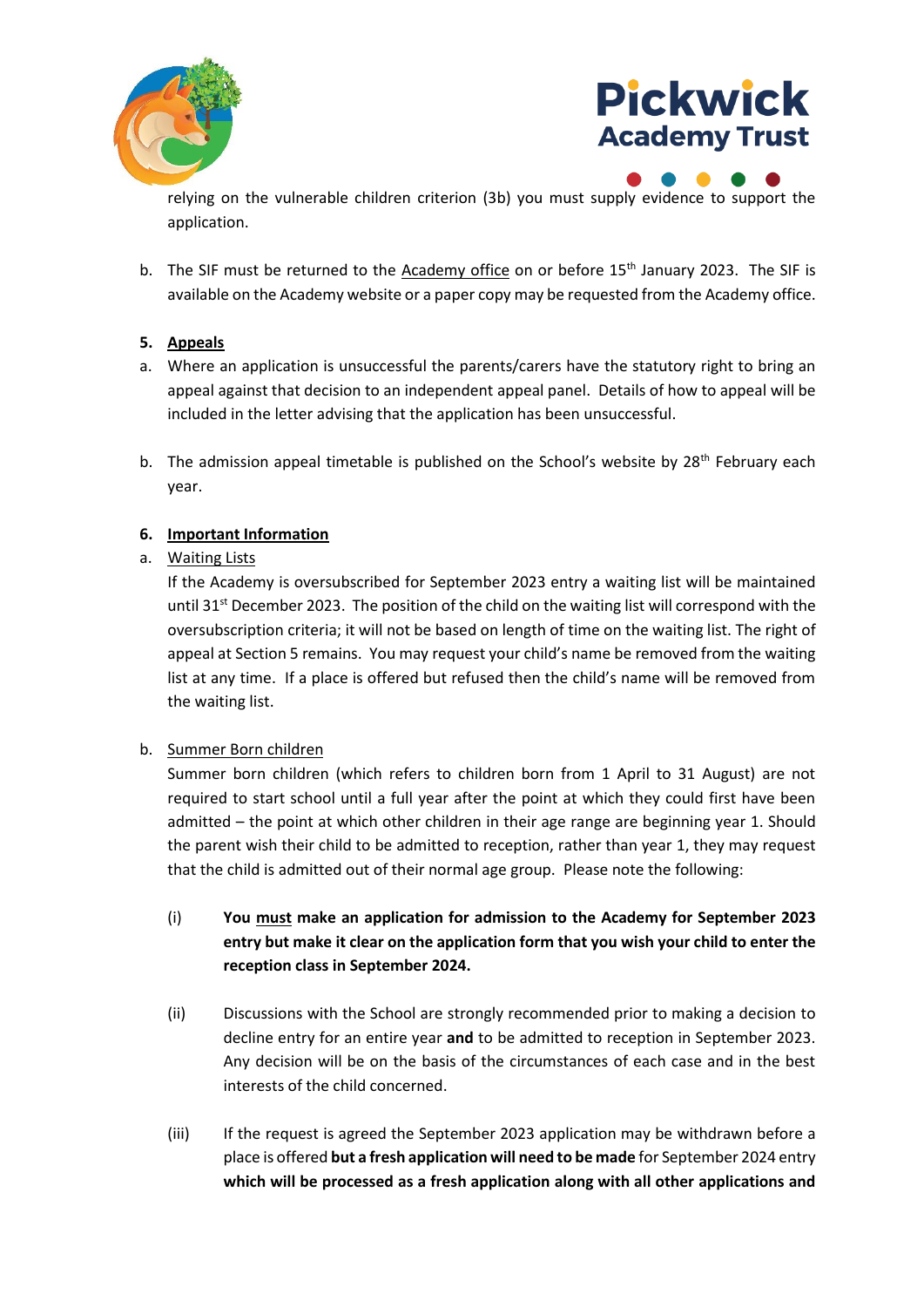relying on the vulnerable children criterion (3b) you must supply evidence to support the application.

b. The SIF must be returned to the Academy office on or before 15th January 2023. The SIF is available on the Academy website or a paper copy may be requested from the Academy office.

**5. Appeals**

a. Where an application is unsuccessful the parents/carers have the statutory right to bring an appeal against that decision to an independent appeal panel. Details of how to appeal will be included in the letter advising that the application has been unsuccessful.

b. The admission appeal timetable is published on the School's website by 28th February each year.

**6. Important Information**

a. Waiting Lists

If the Academy is oversubscribed for September 2023 entry a waiting list will be maintained until 31st December 2023. The position of the child on the waiting list will correspond with the oversubscription criteria; it will not be based on length of time on the waiting list. The right of appeal at Section 5 remains. You may request your child's name be removed from the waiting list at any time. If a place is offered but refused then the child's name will be removed from the waiting list.

b. Summer Born children

Summer born children (which refers to children born from 1 April to 31 August) are not required to start school until a full year after the point at which they could first have been admitted – the point at which other children in their age range are beginning year 1. Should the parent wish their child to be admitted to reception, rather than year 1, they may request that the child is admitted out of their normal age group. Please note the following:

(i) **You must make an application for admission to the Academy for September 2023 entry but make it clear on the application form that you wish your child to enter the reception class in September 2024.**

(ii) Discussions with the School are strongly recommended prior to making a decision to decline entry for an entire year **and** to be admitted to reception in September 2023. Any decision will be on the basis of the circumstances of each case and in the best interests of the child concerned.

(iii) If the request is agreed the September 2023 application may be withdrawn before a place is offered **but a fresh application will need to be made** for September 2024 entry **which will be processed as a fresh application along with all other applications and**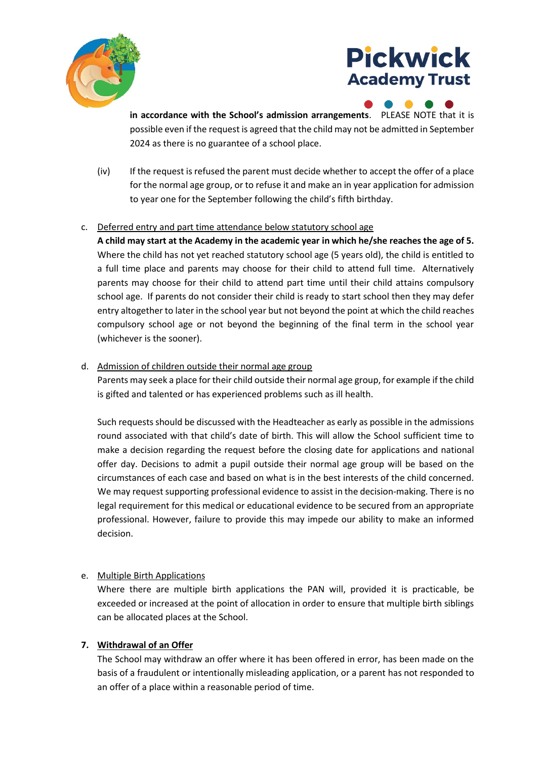**in accordance with the School's admission arrangements**. PLEASE NOTE that it is possible even if the request is agreed that the child may not be admitted in September 2024 as there is no guarantee of a school place.

(iv) If the request is refused the parent must decide whether to accept the offer of a place for the normal age group, or to refuse it and make an in year application for admission to year one for the September following the child's fifth birthday.

c. <u>Deferred entry and part time attendance below statutory school age</u>

**A child may start at the Academy in the academic year in which he/she reaches the age of 5.** Where the child has not yet reached statutory school age (5 years old), the child is entitled to a full time place and parents may choose for their child to attend full time. Alternatively parents may choose for their child to attend part time until their child attains compulsory school age. If parents do not consider their child is ready to start school then they may defer entry altogether to later in the school year but not beyond the point at which the child reaches compulsory school age or not beyond the beginning of the final term in the school year (whichever is the sooner).

d. <u>Admission of children outside their normal age group</u>

Parents may seek a place for their child outside their normal age group, for example if the child is gifted and talented or has experienced problems such as ill health.

Such requests should be discussed with the Headteacher as early as possible in the admissions round associated with that child's date of birth. This will allow the School sufficient time to make a decision regarding the request before the closing date for applications and national offer day. Decisions to admit a pupil outside their normal age group will be based on the circumstances of each case and based on what is in the best interests of the child concerned. We may request supporting professional evidence to assist in the decision-making. There is no legal requirement for this medical or educational evidence to be secured from an appropriate professional. However, failure to provide this may impede our ability to make an informed decision.

e. <u>Multiple Birth Applications</u>

Where there are multiple birth applications the PAN will, provided it is practicable, be exceeded or increased at the point of allocation in order to ensure that multiple birth siblings can be allocated places at the School.

## 7. <u>Withdrawal of an Offer</u>

The School may withdraw an offer where it has been offered in error, has been made on the basis of a fraudulent or intentionally misleading application, or a parent has not responded to an offer of a place within a reasonable period of time.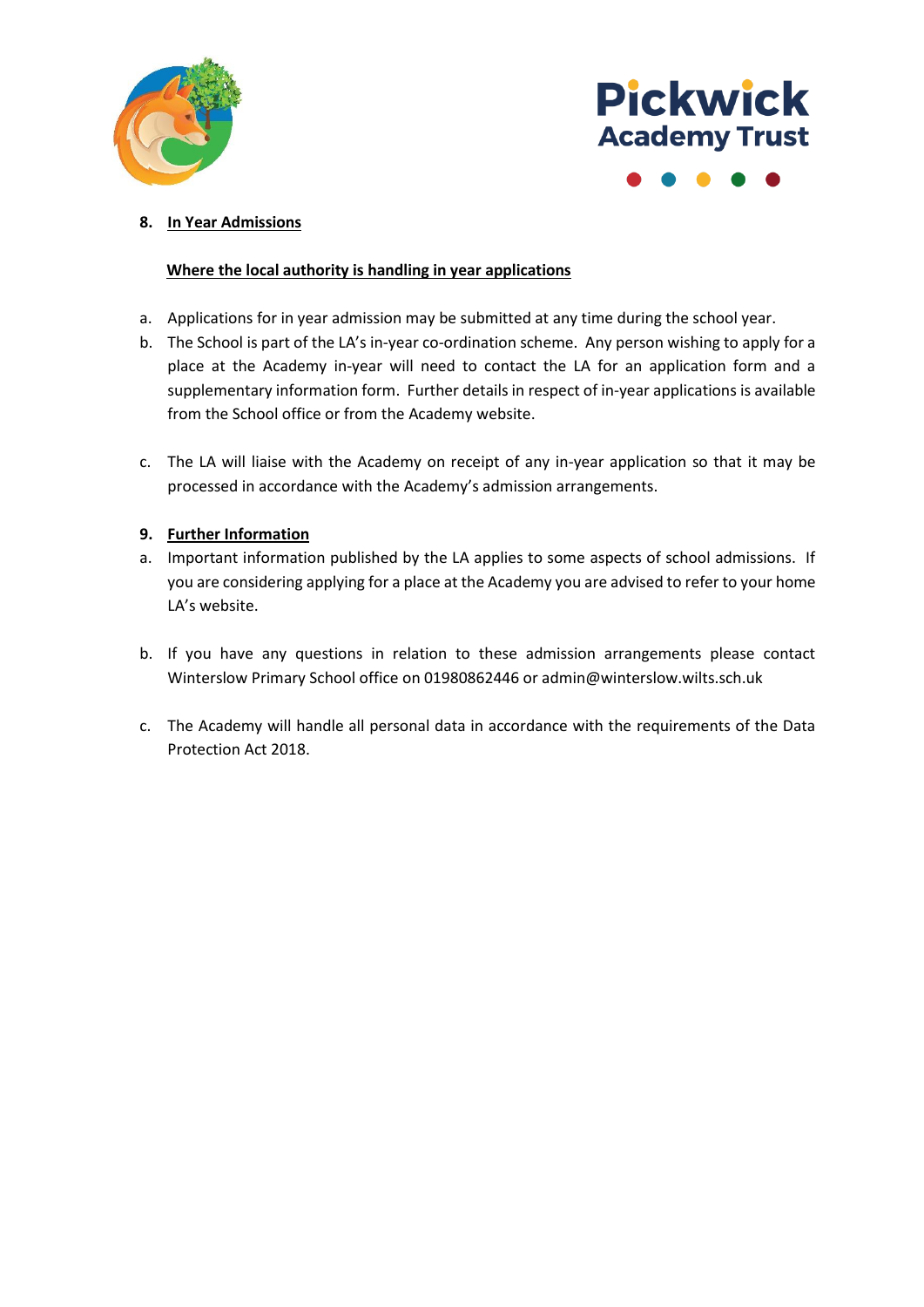## 8. In Year Admissions

### Where the local authority is handling in year applications

a. Applications for in year admission may be submitted at any time during the school year.

b. The School is part of the LA's in-year co-ordination scheme. Any person wishing to apply for a place at the Academy in-year will need to contact the LA for an application form and a supplementary information form. Further details in respect of in-year applications is available from the School office or from the Academy website.

c. The LA will liaise with the Academy on receipt of any in-year application so that it may be processed in accordance with the Academy's admission arrangements.

## 9. Further Information

a. Important information published by the LA applies to some aspects of school admissions. If you are considering applying for a place at the Academy you are advised to refer to your home LA's website.

b. If you have any questions in relation to these admission arrangements please contact Winterslow Primary School office on 01980862446 or admin@winterslow.wilts.sch.uk

c. The Academy will handle all personal data in accordance with the requirements of the Data Protection Act 2018.